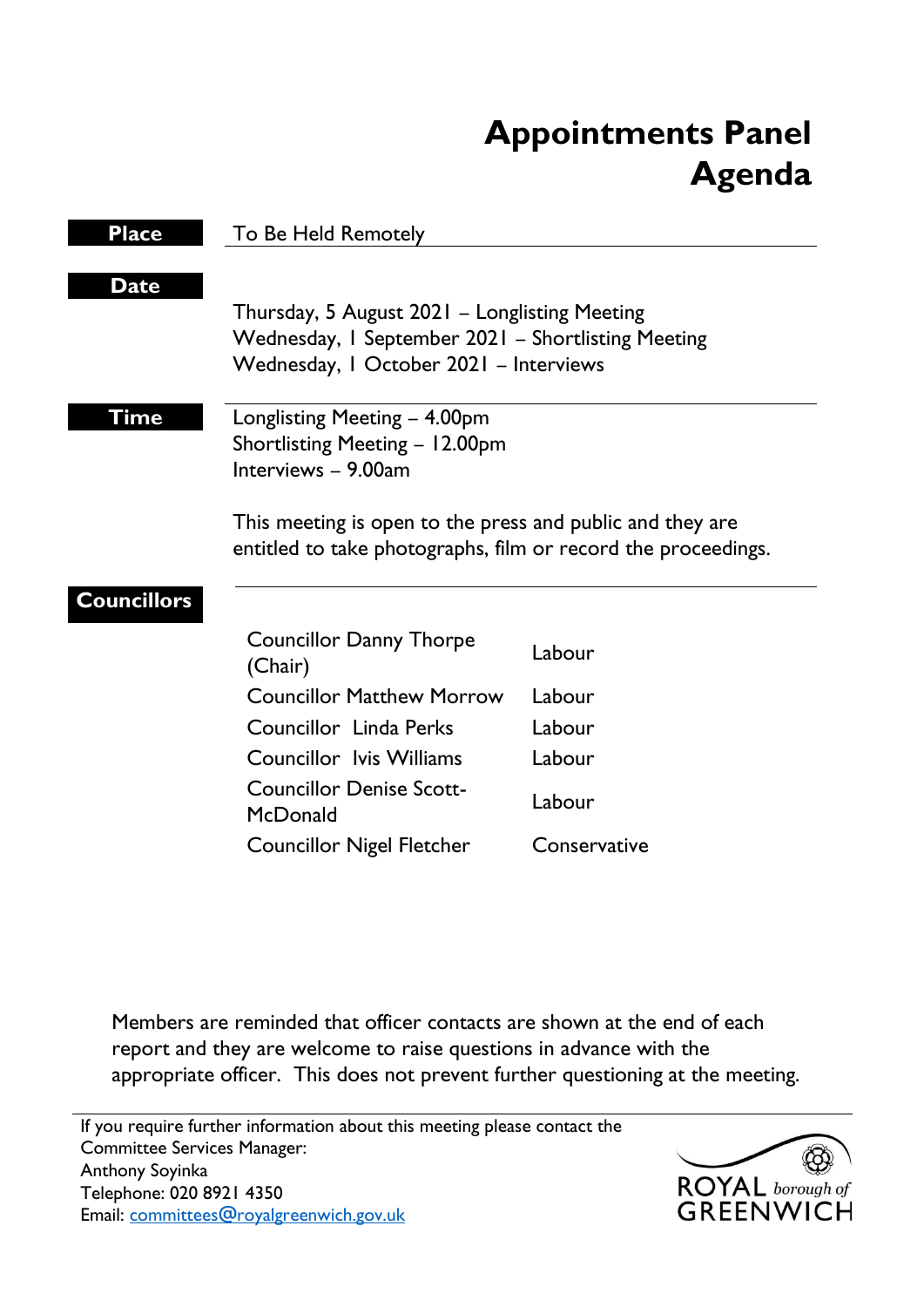# Appointments Panel Agenda

**Place**

To Be Held Remotely

**Date**

Thursday, 5 August 2021 – Longlisting Meeting
Wednesday, 1 September 2021 – Shortlisting Meeting
Wednesday, 1 October 2021 – Interviews

**Time**

Longlisting Meeting – 4.00pm
Shortlisting Meeting – 12.00pm
Interviews – 9.00am

This meeting is open to the press and public and they are entitled to take photographs, film or record the proceedings.

**Councillors**

| | |
|---|---|
| Councillor Danny Thorpe (Chair) | Labour |
| Councillor Matthew Morrow | Labour |
| Councillor Linda Perks | Labour |
| Councillor Ivis Williams | Labour |
| Councillor Denise Scott-McDonald | Labour |
| Councillor Nigel Fletcher | Conservative |

Members are reminded that officer contacts are shown at the end of each report and they are welcome to raise questions in advance with the appropriate officer. This does not prevent further questioning at the meeting.

If you require further information about this meeting please contact the Committee Services Manager:
Anthony Soyinka
Telephone: 020 8921 4350
Email: committees@royalgreenwich.gov.uk

ROYAL borough of GREENWICH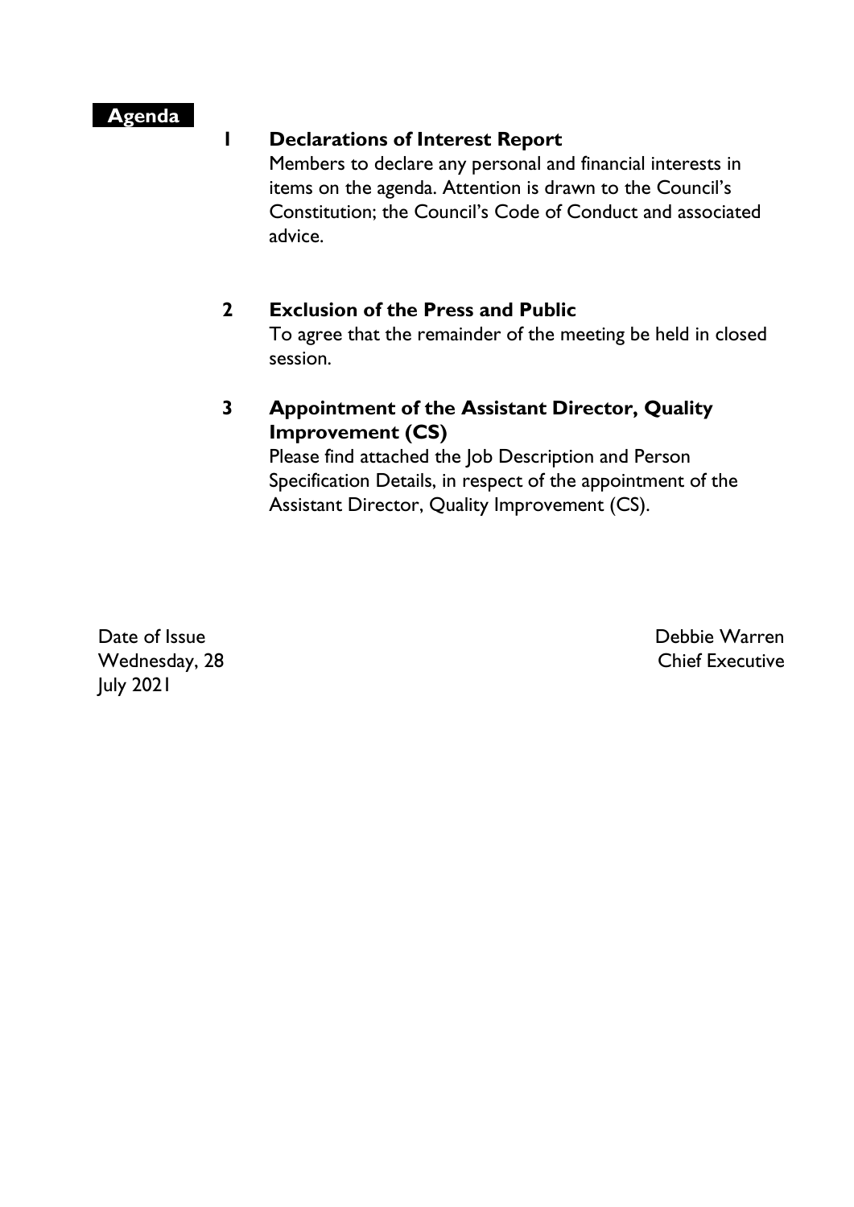## Agenda

**1 Declarations of Interest Report**

Members to declare any personal and financial interests in items on the agenda. Attention is drawn to the Council's Constitution; the Council's Code of Conduct and associated advice.

**2 Exclusion of the Press and Public**

To agree that the remainder of the meeting be held in closed session.

**3 Appointment of the Assistant Director, Quality Improvement (CS)**

Please find attached the Job Description and Person Specification Details, in respect of the appointment of the Assistant Director, Quality Improvement (CS).

Date of Issue
Wednesday, 28 July 2021

Debbie Warren
Chief Executive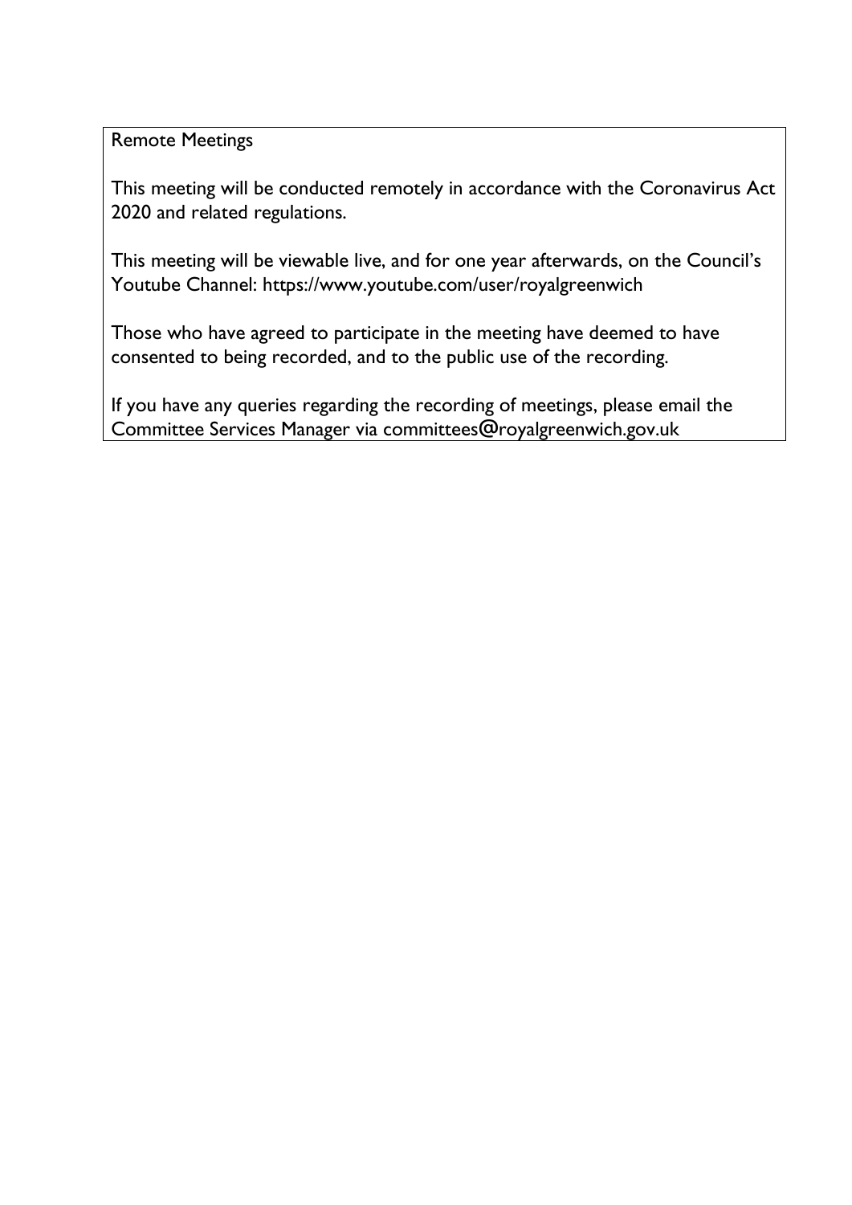Remote Meetings

This meeting will be conducted remotely in accordance with the Coronavirus Act 2020 and related regulations.

This meeting will be viewable live, and for one year afterwards, on the Council's Youtube Channel: https://www.youtube.com/user/royalgreenwich

Those who have agreed to participate in the meeting have deemed to have consented to being recorded, and to the public use of the recording.

If you have any queries regarding the recording of meetings, please email the Committee Services Manager via committees@royalgreenwich.gov.uk